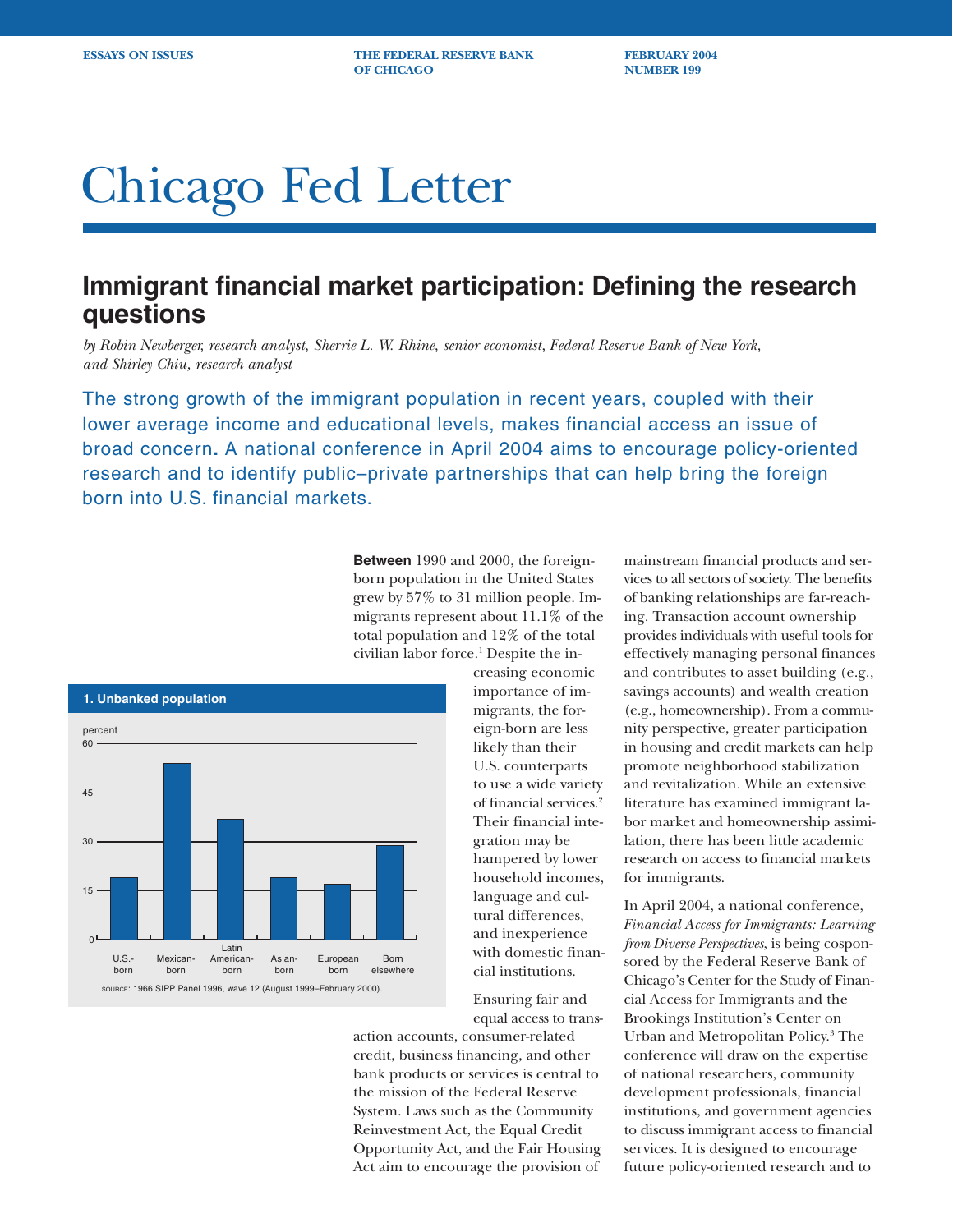ESSAYS ON ISSUES | THE FEDERAL RESERVE BANK OF CHICAGO | FEBRUARY 2004 NUMBER 199

# Chicago Fed Letter

## Immigrant financial market participation: Defining the research questions

*by Robin Newberger, research analyst, Sherrie L. W. Rhine, senior economist, Federal Reserve Bank of New York, and Shirley Chiu, research analyst*

The strong growth of the immigrant population in recent years, coupled with their lower average income and educational levels, makes financial access an issue of broad concern. A national conference in April 2004 aims to encourage policy-oriented research and to identify public–private partnerships that can help bring the foreign born into U.S. financial markets.

**Between** 1990 and 2000, the foreign-born population in the United States grew by 57% to 31 million people. Immigrants represent about 11.1% of the total population and 12% of the total civilian labor force.[1] Despite the increasing economic importance of immigrants, the foreign-born are less likely than their U.S. counterparts to use a wide variety of financial services.[2] Their financial integration may be hampered by lower household incomes, language and cultural differences, and inexperience with domestic financial institutions.

**1. Unbanked population**

percent

| | U.S.-born | Mexican-born | Latin American-born | Asian-born | European born | Born elsewhere |
|---|---|---|---|---|---|---|
| percent (approx.) | 19 | 54 | 37 | 19 | 17 | 29 |

SOURCE: 1966 SIPP Panel 1996, wave 12 (August 1999–February 2000).

Ensuring fair and equal access to transaction accounts, consumer-related credit, business financing, and other bank products or services is central to the mission of the Federal Reserve System. Laws such as the Community Reinvestment Act, the Equal Credit Opportunity Act, and the Fair Housing Act aim to encourage the provision of mainstream financial products and services to all sectors of society. The benefits of banking relationships are far-reaching. Transaction account ownership provides individuals with useful tools for effectively managing personal finances and contributes to asset building (e.g., savings accounts) and wealth creation (e.g., homeownership). From a community perspective, greater participation in housing and credit markets can help promote neighborhood stabilization and revitalization. While an extensive literature has examined immigrant labor market and homeownership assimilation, there has been little academic research on access to financial markets for immigrants.

In April 2004, a national conference, *Financial Access for Immigrants: Learning from Diverse Perspectives*, is being cosponsored by the Federal Reserve Bank of Chicago's Center for the Study of Financial Access for Immigrants and the Brookings Institution's Center on Urban and Metropolitan Policy.[3] The conference will draw on the expertise of national researchers, community development professionals, financial institutions, and government agencies to discuss immigrant access to financial services. It is designed to encourage future policy-oriented research and to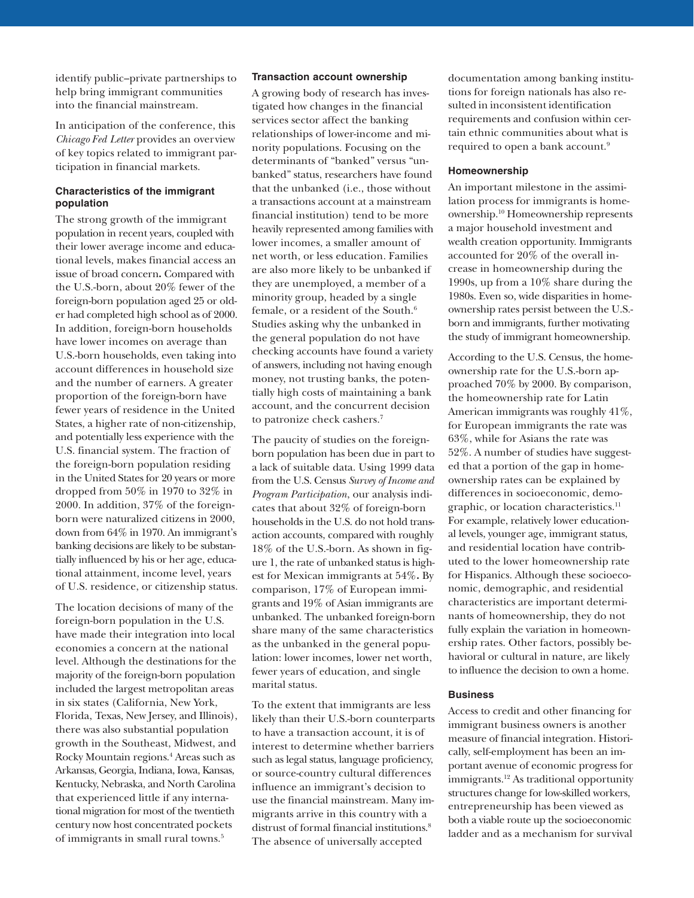identify public–private partnerships to help bring immigrant communities into the financial mainstream.

In anticipation of the conference, this *Chicago Fed Letter* provides an overview of key topics related to immigrant participation in financial markets.

### Characteristics of the immigrant population

The strong growth of the immigrant population in recent years, coupled with their lower average income and educational levels, makes financial access an issue of broad concern. Compared with the U.S.-born, about 20% fewer of the foreign-born population aged 25 or older had completed high school as of 2000. In addition, foreign-born households have lower incomes on average than U.S.-born households, even taking into account differences in household size and the number of earners. A greater proportion of the foreign-born have fewer years of residence in the United States, a higher rate of non-citizenship, and potentially less experience with the U.S. financial system. The fraction of the foreign-born population residing in the United States for 20 years or more dropped from 50% in 1970 to 32% in 2000. In addition, 37% of the foreign-born were naturalized citizens in 2000, down from 64% in 1970. An immigrant's banking decisions are likely to be substantially influenced by his or her age, educational attainment, income level, years of U.S. residence, or citizenship status.

The location decisions of many of the foreign-born population in the U.S. have made their integration into local economies a concern at the national level. Although the destinations for the majority of the foreign-born population included the largest metropolitan areas in six states (California, New York, Florida, Texas, New Jersey, and Illinois), there was also substantial population growth in the Southeast, Midwest, and Rocky Mountain regions.[4] Areas such as Arkansas, Georgia, Indiana, Iowa, Kansas, Kentucky, Nebraska, and North Carolina that experienced little if any international migration for most of the twentieth century now host concentrated pockets of immigrants in small rural towns.[5]

### Transaction account ownership

A growing body of research has investigated how changes in the financial services sector affect the banking relationships of lower-income and minority populations. Focusing on the determinants of "banked" versus "unbanked" status, researchers have found that the unbanked (i.e., those without a transactions account at a mainstream financial institution) tend to be more heavily represented among families with lower incomes, a smaller amount of net worth, or less education. Families are also more likely to be unbanked if they are unemployed, a member of a minority group, headed by a single female, or a resident of the South.[6] Studies asking why the unbanked in the general population do not have checking accounts have found a variety of answers, including not having enough money, not trusting banks, the potentially high costs of maintaining a bank account, and the concurrent decision to patronize check cashers.[7]

The paucity of studies on the foreign-born population has been due in part to a lack of suitable data. Using 1999 data from the U.S. Census *Survey of Income and Program Participation*, our analysis indicates that about 32% of foreign-born households in the U.S. do not hold transaction accounts, compared with roughly 18% of the U.S.-born. As shown in figure 1, the rate of unbanked status is highest for Mexican immigrants at 54%. By comparison, 17% of European immigrants and 19% of Asian immigrants are unbanked. The unbanked foreign-born share many of the same characteristics as the unbanked in the general population: lower incomes, lower net worth, fewer years of education, and single marital status.

To the extent that immigrants are less likely than their U.S.-born counterparts to have a transaction account, it is of interest to determine whether barriers such as legal status, language proficiency, or source-country cultural differences influence an immigrant's decision to use the financial mainstream. Many immigrants arrive in this country with a distrust of formal financial institutions.[8] The absence of universally accepted documentation among banking institutions for foreign nationals has also resulted in inconsistent identification requirements and confusion within certain ethnic communities about what is required to open a bank account.[9]

### Homeownership

An important milestone in the assimilation process for immigrants is homeownership.[10] Homeownership represents a major household investment and wealth creation opportunity. Immigrants accounted for 20% of the overall increase in homeownership during the 1990s, up from a 10% share during the 1980s. Even so, wide disparities in homeownership rates persist between the U.S.-born and immigrants, further motivating the study of immigrant homeownership.

According to the U.S. Census, the homeownership rate for the U.S.-born approached 70% by 2000. By comparison, the homeownership rate for Latin American immigrants was roughly 41%, for European immigrants the rate was 63%, while for Asians the rate was 52%. A number of studies have suggested that a portion of the gap in homeownership rates can be explained by differences in socioeconomic, demographic, or location characteristics.[11] For example, relatively lower educational levels, younger age, immigrant status, and residential location have contributed to the lower homeownership rate for Hispanics. Although these socioeconomic, demographic, and residential characteristics are important determinants of homeownership, they do not fully explain the variation in homeownership rates. Other factors, possibly behavioral or cultural in nature, are likely to influence the decision to own a home.

### Business

Access to credit and other financing for immigrant business owners is another measure of financial integration. Historically, self-employment has been an important avenue of economic progress for immigrants.[12] As traditional opportunity structures change for low-skilled workers, entrepreneurship has been viewed as both a viable route up the socioeconomic ladder and as a mechanism for survival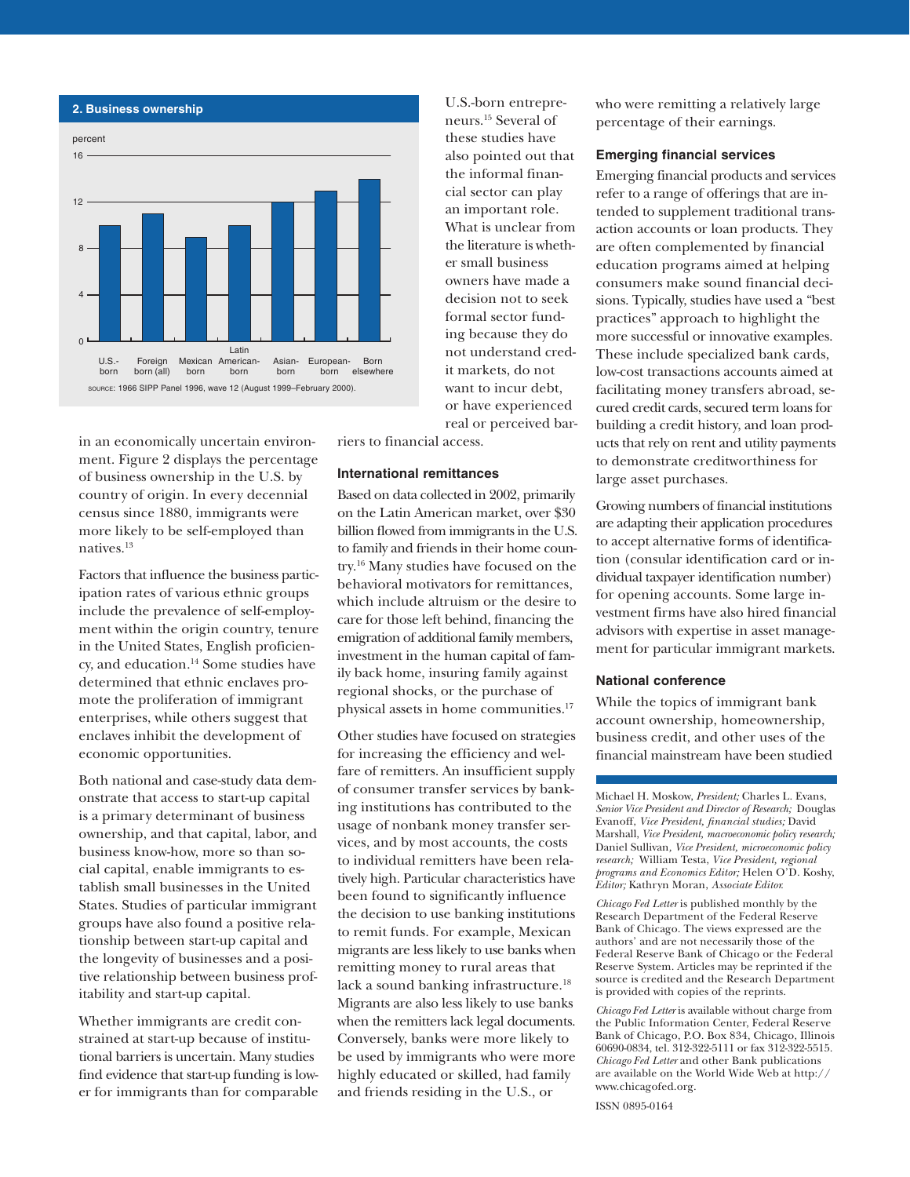**2. Business ownership**

| | U.S.-born | Foreign born (all) | Mexican born | Latin American-born | Asian-born | European-born | Born elsewhere |
|---|---|---|---|---|---|---|---|
| percent | 10 | 11 | 9 | 10 | 12 | 13 | 14 |

SOURCE: 1966 SIPP Panel 1996, wave 12 (August 1999–February 2000).

in an economically uncertain environment. Figure 2 displays the percentage of business ownership in the U.S. by country of origin. In every decennial census since 1880, immigrants were more likely to be self-employed than natives.[13]

Factors that influence the business participation rates of various ethnic groups include the prevalence of self-employment within the origin country, tenure in the United States, English proficiency, and education.[14] Some studies have determined that ethnic enclaves promote the proliferation of immigrant enterprises, while others suggest that enclaves inhibit the development of economic opportunities.

Both national and case-study data demonstrate that access to start-up capital is a primary determinant of business ownership, and that capital, labor, and business know-how, more so than social capital, enable immigrants to establish small businesses in the United States. Studies of particular immigrant groups have also found a positive relationship between start-up capital and the longevity of businesses and a positive relationship between business profitability and start-up capital.

Whether immigrants are credit constrained at start-up because of institutional barriers is uncertain. Many studies find evidence that start-up funding is lower for immigrants than for comparable U.S.-born entrepreneurs.[15] Several of these studies have also pointed out that the informal financial sector can play an important role. What is unclear from the literature is whether small business owners have made a decision not to seek formal sector funding because they do not understand credit markets, do not want to incur debt, or have experienced real or perceived barriers to financial access.

### International remittances

Based on data collected in 2002, primarily on the Latin American market, over $30 billion flowed from immigrants in the U.S. to family and friends in their home country.[16] Many studies have focused on the behavioral motivators for remittances, which include altruism or the desire to care for those left behind, financing the emigration of additional family members, investment in the human capital of family back home, insuring family against regional shocks, or the purchase of physical assets in home communities.[17]

Other studies have focused on strategies for increasing the efficiency and welfare of remitters. An insufficient supply of consumer transfer services by banking institutions has contributed to the usage of nonbank money transfer services, and by most accounts, the costs to individual remitters have been relatively high. Particular characteristics have been found to significantly influence the decision to use banking institutions to remit funds. For example, Mexican migrants are less likely to use banks when remitting money to rural areas that lack a sound banking infrastructure.[18] Migrants are also less likely to use banks when the remitters lack legal documents. Conversely, banks were more likely to be used by immigrants who were more highly educated or skilled, had family and friends residing in the U.S., or who were remitting a relatively large percentage of their earnings.

### Emerging financial services

Emerging financial products and services refer to a range of offerings that are intended to supplement traditional transaction accounts or loan products. They are often complemented by financial education programs aimed at helping consumers make sound financial decisions. Typically, studies have used a "best practices" approach to highlight the more successful or innovative examples. These include specialized bank cards, low-cost transactions accounts aimed at facilitating money transfers abroad, secured credit cards, secured term loans for building a credit history, and loan products that rely on rent and utility payments to demonstrate creditworthiness for large asset purchases.

Growing numbers of financial institutions are adapting their application procedures to accept alternative forms of identification (consular identification card or individual taxpayer identification number) for opening accounts. Some large investment firms have also hired financial advisors with expertise in asset management for particular immigrant markets.

### National conference

While the topics of immigrant bank account ownership, homeownership, business credit, and other uses of the financial mainstream have been studied

---

Michael H. Moskow, *President;* Charles L. Evans, *Senior Vice President and Director of Research;* Douglas Evanoff, *Vice President, financial studies;* David Marshall, *Vice President, macroeconomic policy research;* Daniel Sullivan, *Vice President, microeconomic policy research;* William Testa, *Vice President, regional programs and Economics Editor;* Helen O'D. Koshy, *Editor;* Kathryn Moran, *Associate Editor.*

*Chicago Fed Letter* is published monthly by the Research Department of the Federal Reserve Bank of Chicago. The views expressed are the authors' and are not necessarily those of the Federal Reserve Bank of Chicago or the Federal Reserve System. Articles may be reprinted if the source is credited and the Research Department is provided with copies of the reprints.

*Chicago Fed Letter* is available without charge from the Public Information Center, Federal Reserve Bank of Chicago, P.O. Box 834, Chicago, Illinois 60690-0834, tel. 312-322-5111 or fax 312-322-5515. *Chicago Fed Letter* and other Bank publications are available on the World Wide Web at http://www.chicagofed.org.

ISSN 0895-0164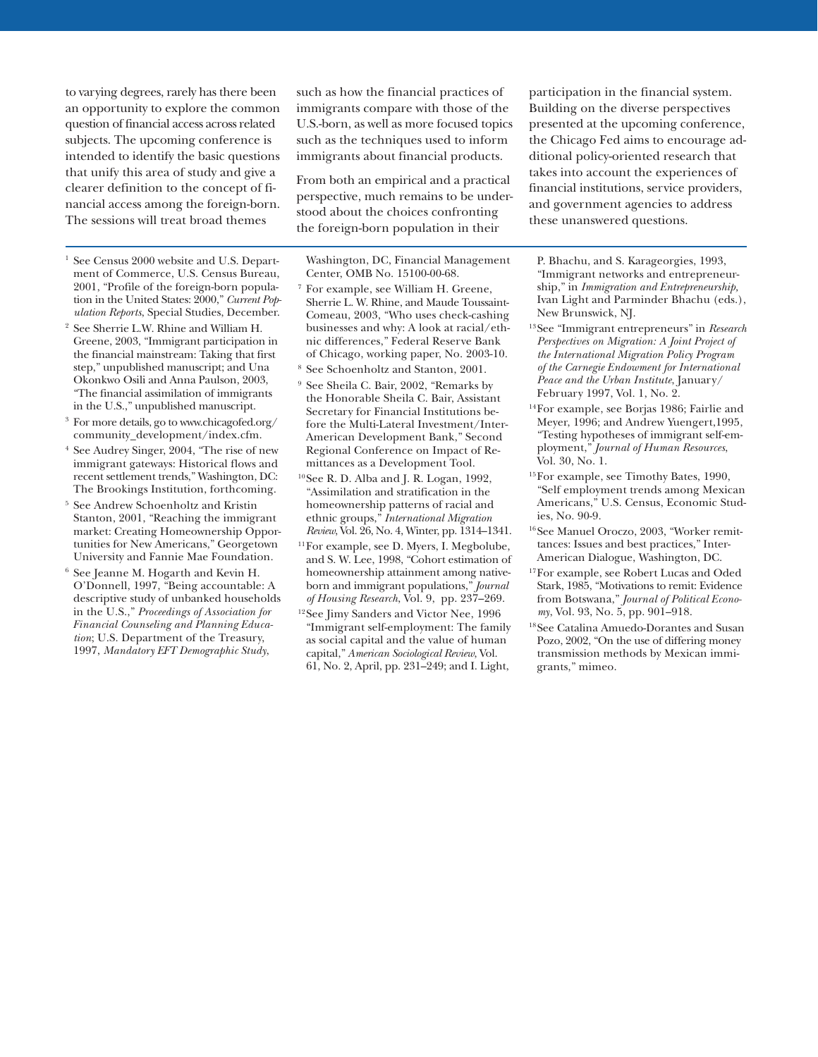to varying degrees, rarely has there been an opportunity to explore the common question of financial access across related subjects. The upcoming conference is intended to identify the basic questions that unify this area of study and give a clearer definition to the concept of financial access among the foreign-born. The sessions will treat broad themes such as how the financial practices of immigrants compare with those of the U.S.-born, as well as more focused topics such as the techniques used to inform immigrants about financial products.

From both an empirical and a practical perspective, much remains to be understood about the choices confronting the foreign-born population in their participation in the financial system. Building on the diverse perspectives presented at the upcoming conference, the Chicago Fed aims to encourage additional policy-oriented research that takes into account the experiences of financial institutions, service providers, and government agencies to address these unanswered questions.

---

[1] See Census 2000 website and U.S. Department of Commerce, U.S. Census Bureau, 2001, "Profile of the foreign-born population in the United States: 2000," *Current Population Reports*, Special Studies, December.

[2] See Sherrie L.W. Rhine and William H. Greene, 2003, "Immigrant participation in the financial mainstream: Taking that first step," unpublished manuscript; and Una Okonkwo Osili and Anna Paulson, 2003, "The financial assimilation of immigrants in the U.S.," unpublished manuscript.

[3] For more details, go to www.chicagofed.org/community_development/index.cfm.

[4] See Audrey Singer, 2004, "The rise of new immigrant gateways: Historical flows and recent settlement trends," Washington, DC: The Brookings Institution, forthcoming.

[5] See Andrew Schoenholtz and Kristin Stanton, 2001, "Reaching the immigrant market: Creating Homeownership Opportunities for New Americans," Georgetown University and Fannie Mae Foundation.

[6] See Jeanne M. Hogarth and Kevin H. O'Donnell, 1997, "Being accountable: A descriptive study of unbanked households in the U.S.," *Proceedings of Association for Financial Counseling and Planning Education*; U.S. Department of the Treasury, 1997, *Mandatory EFT Demographic Study*, Washington, DC, Financial Management Center, OMB No. 15100-00-68.

[7] For example, see William H. Greene, Sherrie L. W. Rhine, and Maude Toussaint-Comeau, 2003, "Who uses check-cashing businesses and why: A look at racial/ethnic differences," Federal Reserve Bank of Chicago, working paper, No. 2003-10.

[8] See Schoenholtz and Stanton, 2001.

[9] See Sheila C. Bair, 2002, "Remarks by the Honorable Sheila C. Bair, Assistant Secretary for Financial Institutions before the Multi-Lateral Investment/Inter-American Development Bank," Second Regional Conference on Impact of Remittances as a Development Tool.

[10] See R. D. Alba and J. R. Logan, 1992, "Assimilation and stratification in the homeownership patterns of racial and ethnic groups," *International Migration Review*, Vol. 26, No. 4, Winter, pp. 1314–1341.

[11] For example, see D. Myers, I. Megbolube, and S. W. Lee, 1998, "Cohort estimation of homeownership attainment among native-born and immigrant populations," *Journal of Housing Research*, Vol. 9, pp. 237–269.

[12] See Jimy Sanders and Victor Nee, 1996 "Immigrant self-employment: The family as social capital and the value of human capital," *American Sociological Review*, Vol. 61, No. 2, April, pp. 231–249; and I. Light, P. Bhachu, and S. Karageorgies, 1993, "Immigrant networks and entrepreneurship," in *Immigration and Entrepreneurship,* Ivan Light and Parminder Bhachu (eds.), New Brunswick, NJ.

[13] See "Immigrant entrepreneurs" in *Research Perspectives on Migration: A Joint Project of the International Migration Policy Program of the Carnegie Endowment for International Peace and the Urban Institute*, January/February 1997, Vol. 1, No. 2.

[14] For example, see Borjas 1986; Fairlie and Meyer, 1996; and Andrew Yuengert,1995, "Testing hypotheses of immigrant self-employment," *Journal of Human Resources*, Vol. 30, No. 1.

[15] For example, see Timothy Bates, 1990, "Self employment trends among Mexican Americans," U.S. Census, Economic Studies, No. 90-9.

[16] See Manuel Oroczo, 2003, "Worker remittances: Issues and best practices," Inter-American Dialogue, Washington, DC.

[17] For example, see Robert Lucas and Oded Stark, 1985, "Motivations to remit: Evidence from Botswana," *Journal of Political Economy*, Vol. 93, No. 5, pp. 901–918.

[18] See Catalina Amuedo-Dorantes and Susan Pozo, 2002, "On the use of differing money transmission methods by Mexican immigrants," mimeo.